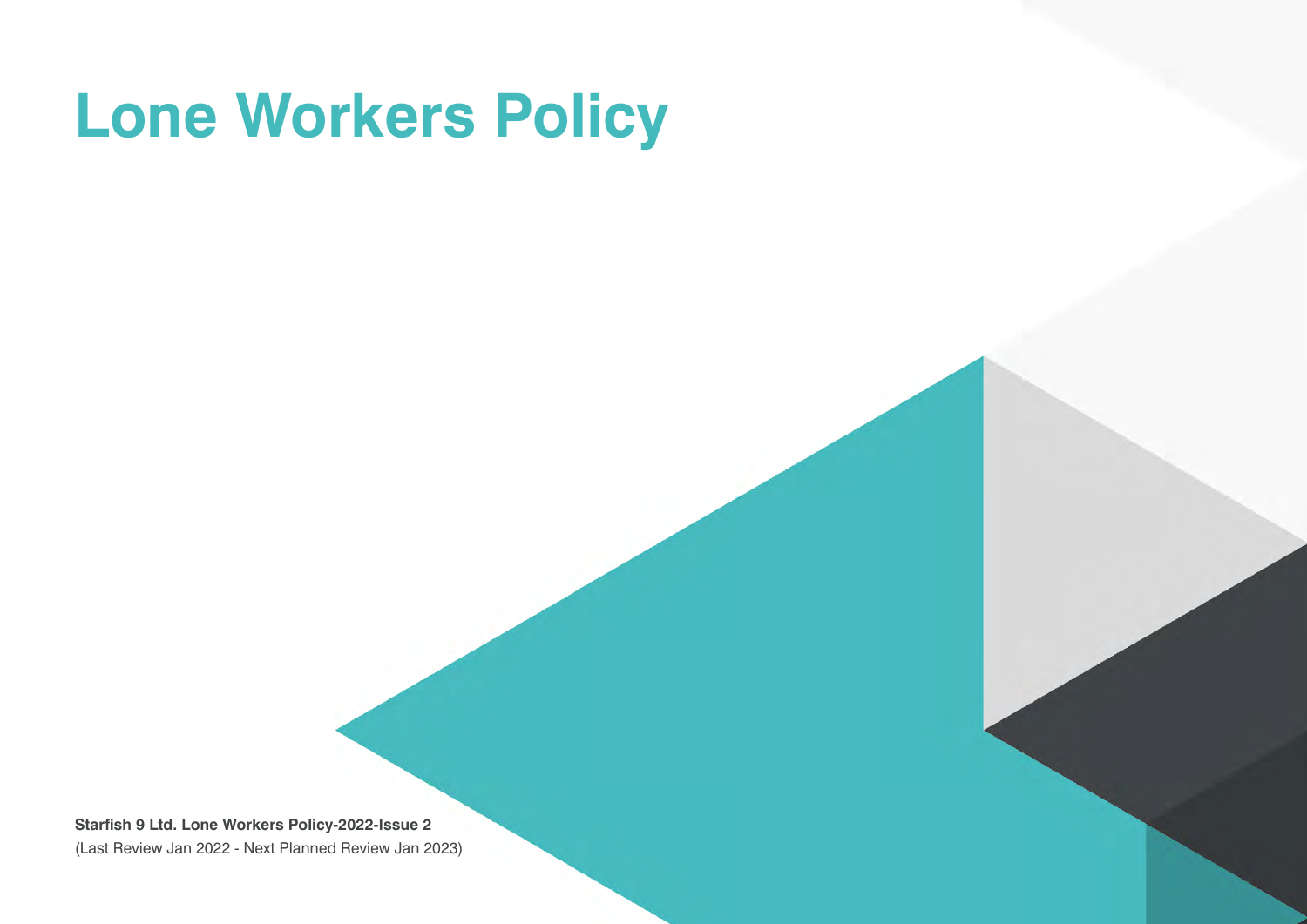# Lone Workers Policy

**Starfish 9 Ltd. Lone Workers Policy-2022-Issue 2**
(Last Review Jan 2022 - Next Planned Review Jan 2023)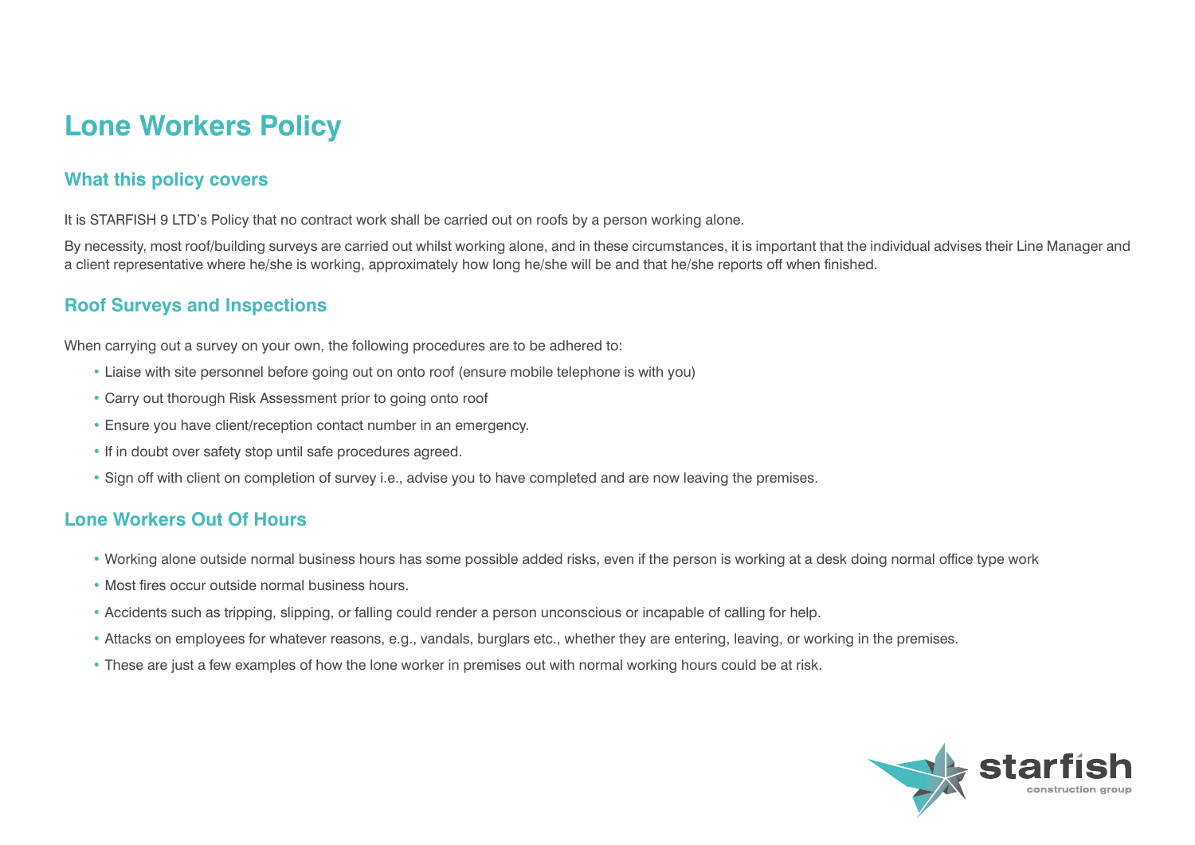# Lone Workers Policy

## What this policy covers

It is STARFISH 9 LTD's Policy that no contract work shall be carried out on roofs by a person working alone.

By necessity, most roof/building surveys are carried out whilst working alone, and in these circumstances, it is important that the individual advises their Line Manager and a client representative where he/she is working, approximately how long he/she will be and that he/she reports off when finished.

## Roof Surveys and Inspections

When carrying out a survey on your own, the following procedures are to be adhered to:

- Liaise with site personnel before going out on onto roof (ensure mobile telephone is with you)
- Carry out thorough Risk Assessment prior to going onto roof
- Ensure you have client/reception contact number in an emergency.
- If in doubt over safety stop until safe procedures agreed.
- Sign off with client on completion of survey i.e., advise you to have completed and are now leaving the premises.

## Lone Workers Out Of Hours

- Working alone outside normal business hours has some possible added risks, even if the person is working at a desk doing normal office type work
- Most fires occur outside normal business hours.
- Accidents such as tripping, slipping, or falling could render a person unconscious or incapable of calling for help.
- Attacks on employees for whatever reasons, e.g., vandals, burglars etc., whether they are entering, leaving, or working in the premises.
- These are just a few examples of how the lone worker in premises out with normal working hours could be at risk.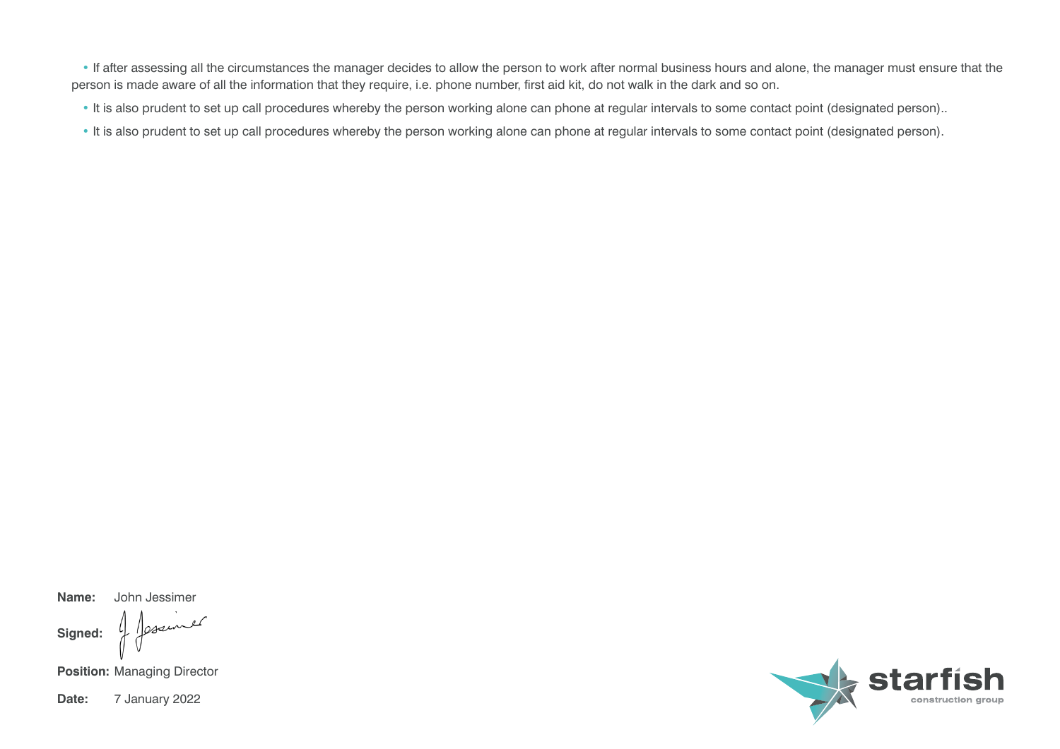- If after assessing all the circumstances the manager decides to allow the person to work after normal business hours and alone, the manager must ensure that the person is made aware of all the information that they require, i.e. phone number, first aid kit, do not walk in the dark and so on.
- It is also prudent to set up call procedures whereby the person working alone can phone at regular intervals to some contact point (designated person)..
- It is also prudent to set up call procedures whereby the person working alone can phone at regular intervals to some contact point (designated person).

**Name:** John Jessimer

**Signed:** J Jessimer

**Position:** Managing Director

**Date:** 7 January 2022

starfish construction group